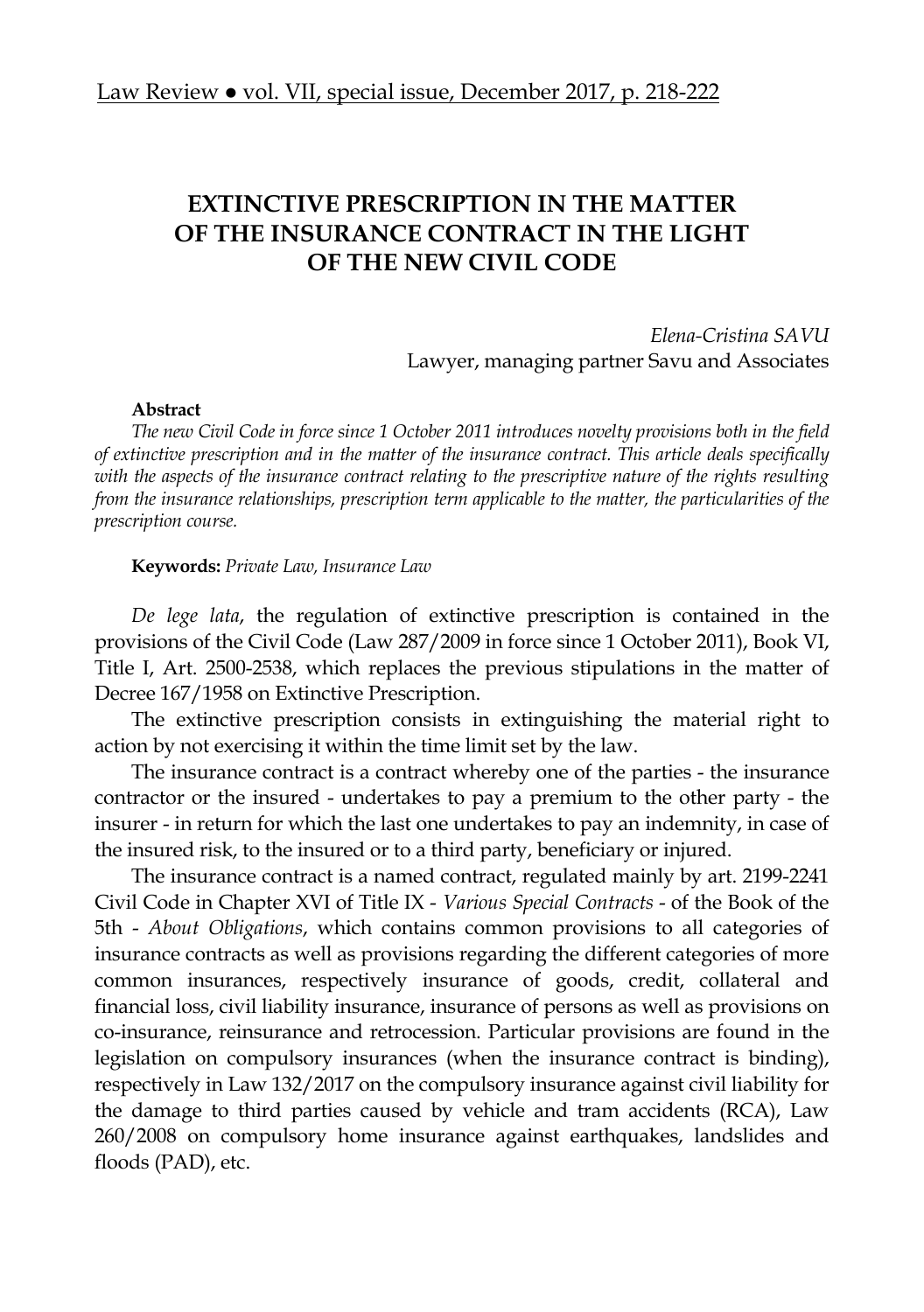# EXTINCTIVE PRESCRIPTION IN THE MATTER OF THE INSURANCE CONTRACT IN THE LIGHT OF THE NEW CIVIL CODE

*Elena-Cristina SAVU*
Lawyer, managing partner Savu and Associates

**Abstract**

*The new Civil Code in force since 1 October 2011 introduces novelty provisions both in the field of extinctive prescription and in the matter of the insurance contract. This article deals specifically with the aspects of the insurance contract relating to the prescriptive nature of the rights resulting from the insurance relationships, prescription term applicable to the matter, the particularities of the prescription course.*

**Keywords:** *Private Law, Insurance Law*

*De lege lata*, the regulation of extinctive prescription is contained in the provisions of the Civil Code (Law 287/2009 in force since 1 October 2011), Book VI, Title I, Art. 2500-2538, which replaces the previous stipulations in the matter of Decree 167/1958 on Extinctive Prescription.

The extinctive prescription consists in extinguishing the material right to action by not exercising it within the time limit set by the law.

The insurance contract is a contract whereby one of the parties - the insurance contractor or the insured - undertakes to pay a premium to the other party - the insurer - in return for which the last one undertakes to pay an indemnity, in case of the insured risk, to the insured or to a third party, beneficiary or injured.

The insurance contract is a named contract, regulated mainly by art. 2199-2241 Civil Code in Chapter XVI of Title IX - *Various Special Contracts* - of the Book of the 5th - *About Obligations*, which contains common provisions to all categories of insurance contracts as well as provisions regarding the different categories of more common insurances, respectively insurance of goods, credit, collateral and financial loss, civil liability insurance, insurance of persons as well as provisions on co-insurance, reinsurance and retrocession. Particular provisions are found in the legislation on compulsory insurances (when the insurance contract is binding), respectively in Law 132/2017 on the compulsory insurance against civil liability for the damage to third parties caused by vehicle and tram accidents (RCA), Law 260/2008 on compulsory home insurance against earthquakes, landslides and floods (PAD), etc.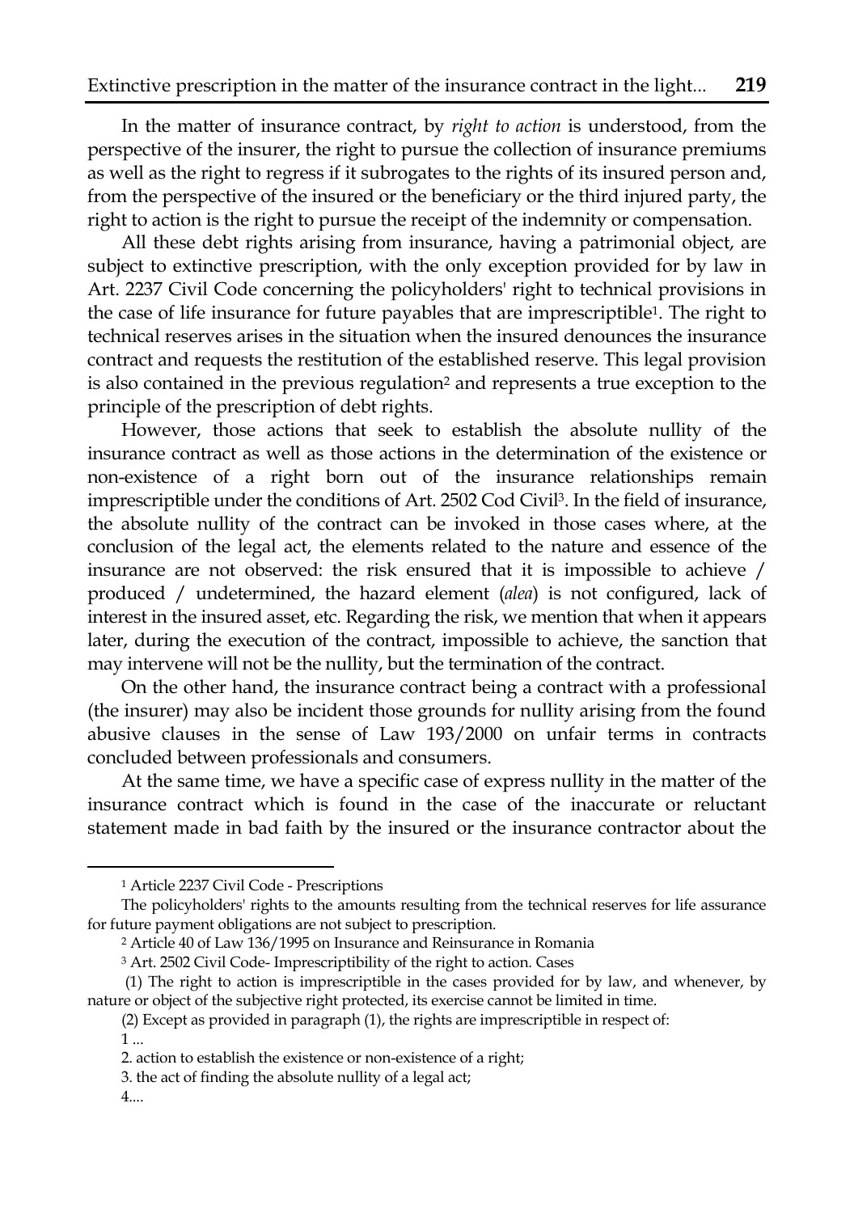In the matter of insurance contract, by *right to action* is understood, from the perspective of the insurer, the right to pursue the collection of insurance premiums as well as the right to regress if it subrogates to the rights of its insured person and, from the perspective of the insured or the beneficiary or the third injured party, the right to action is the right to pursue the receipt of the indemnity or compensation.

All these debt rights arising from insurance, having a patrimonial object, are subject to extinctive prescription, with the only exception provided for by law in Art. 2237 Civil Code concerning the policyholders' right to technical provisions in the case of life insurance for future payables that are imprescriptible[1]. The right to technical reserves arises in the situation when the insured denounces the insurance contract and requests the restitution of the established reserve. This legal provision is also contained in the previous regulation[2] and represents a true exception to the principle of the prescription of debt rights.

However, those actions that seek to establish the absolute nullity of the insurance contract as well as those actions in the determination of the existence or non-existence of a right born out of the insurance relationships remain imprescriptible under the conditions of Art. 2502 Cod Civil[3]. In the field of insurance, the absolute nullity of the contract can be invoked in those cases where, at the conclusion of the legal act, the elements related to the nature and essence of the insurance are not observed: the risk ensured that it is impossible to achieve / produced / undetermined, the hazard element (*alea*) is not configured, lack of interest in the insured asset, etc. Regarding the risk, we mention that when it appears later, during the execution of the contract, impossible to achieve, the sanction that may intervene will not be the nullity, but the termination of the contract.

On the other hand, the insurance contract being a contract with a professional (the insurer) may also be incident those grounds for nullity arising from the found abusive clauses in the sense of Law 193/2000 on unfair terms in contracts concluded between professionals and consumers.

At the same time, we have a specific case of express nullity in the matter of the insurance contract which is found in the case of the inaccurate or reluctant statement made in bad faith by the insured or the insurance contractor about the

---

[1] Article 2237 Civil Code - Prescriptions

The policyholders' rights to the amounts resulting from the technical reserves for life assurance for future payment obligations are not subject to prescription.

[2] Article 40 of Law 136/1995 on Insurance and Reinsurance in Romania

[3] Art. 2502 Civil Code- Imprescriptibility of the right to action. Cases

(1) The right to action is imprescriptible in the cases provided for by law, and whenever, by nature or object of the subjective right protected, its exercise cannot be limited in time.

(2) Except as provided in paragraph (1), the rights are imprescriptible in respect of:

1 ...

2. action to establish the existence or non-existence of a right;

3. the act of finding the absolute nullity of a legal act;

4....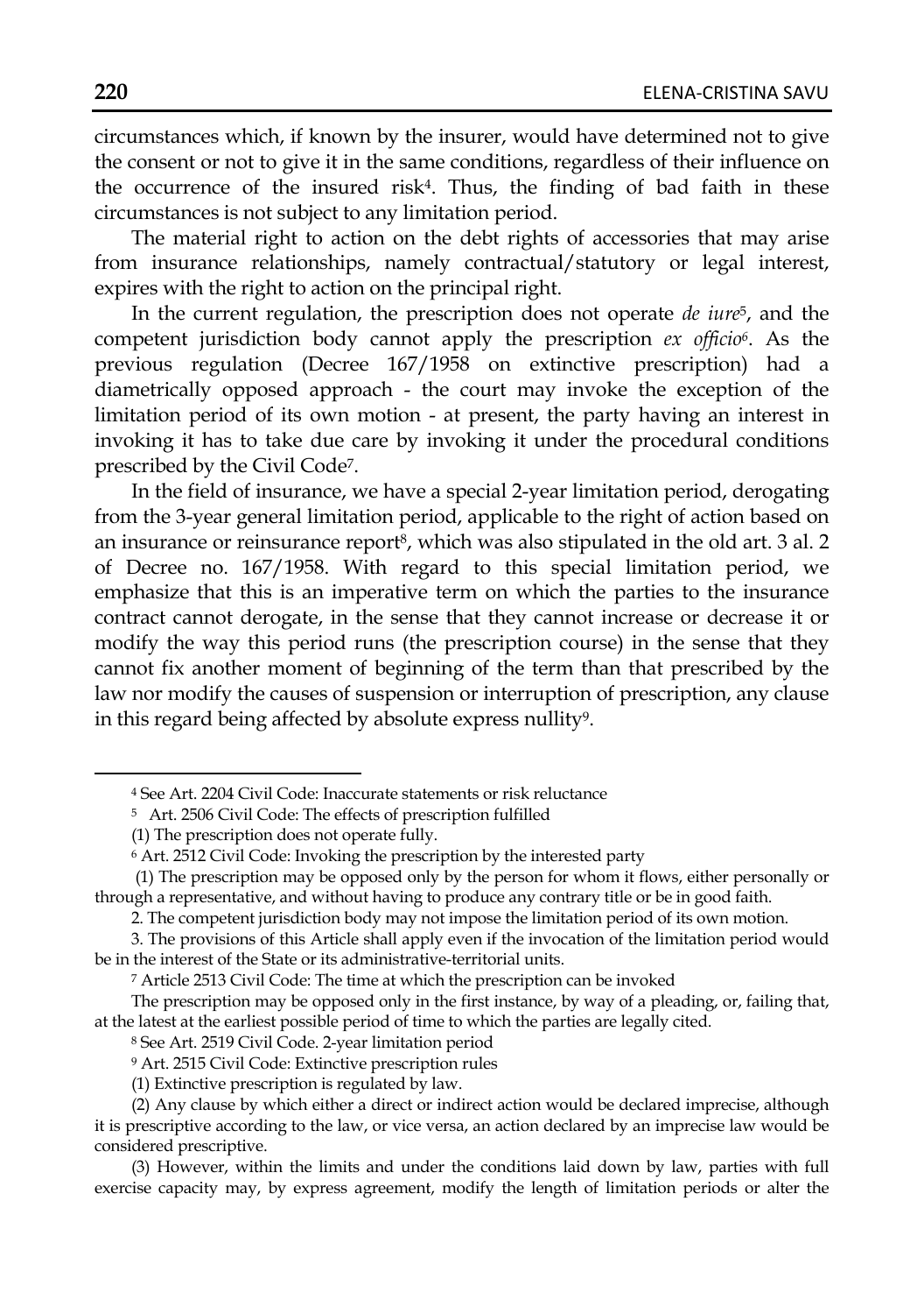circumstances which, if known by the insurer, would have determined not to give the consent or not to give it in the same conditions, regardless of their influence on the occurrence of the insured risk[4]. Thus, the finding of bad faith in these circumstances is not subject to any limitation period.

The material right to action on the debt rights of accessories that may arise from insurance relationships, namely contractual/statutory or legal interest, expires with the right to action on the principal right.

In the current regulation, the prescription does not operate *de iure*[5], and the competent jurisdiction body cannot apply the prescription *ex officio*[6]. As the previous regulation (Decree 167/1958 on extinctive prescription) had a diametrically opposed approach - the court may invoke the exception of the limitation period of its own motion - at present, the party having an interest in invoking it has to take due care by invoking it under the procedural conditions prescribed by the Civil Code[7].

In the field of insurance, we have a special 2-year limitation period, derogating from the 3-year general limitation period, applicable to the right of action based on an insurance or reinsurance report[8], which was also stipulated in the old art. 3 al. 2 of Decree no. 167/1958. With regard to this special limitation period, we emphasize that this is an imperative term on which the parties to the insurance contract cannot derogate, in the sense that they cannot increase or decrease it or modify the way this period runs (the prescription course) in the sense that they cannot fix another moment of beginning of the term than that prescribed by the law nor modify the causes of suspension or interruption of prescription, any clause in this regard being affected by absolute express nullity[9].

---

[4] See Art. 2204 Civil Code: Inaccurate statements or risk reluctance

[5] Art. 2506 Civil Code: The effects of prescription fulfilled

(1) The prescription does not operate fully.

[6] Art. 2512 Civil Code: Invoking the prescription by the interested party

(1) The prescription may be opposed only by the person for whom it flows, either personally or through a representative, and without having to produce any contrary title or be in good faith.

2. The competent jurisdiction body may not impose the limitation period of its own motion.

3. The provisions of this Article shall apply even if the invocation of the limitation period would be in the interest of the State or its administrative-territorial units.

[7] Article 2513 Civil Code: The time at which the prescription can be invoked

The prescription may be opposed only in the first instance, by way of a pleading, or, failing that, at the latest at the earliest possible period of time to which the parties are legally cited.

[8] See Art. 2519 Civil Code. 2-year limitation period

[9] Art. 2515 Civil Code: Extinctive prescription rules

(1) Extinctive prescription is regulated by law.

(2) Any clause by which either a direct or indirect action would be declared imprecise, although it is prescriptive according to the law, or vice versa, an action declared by an imprecise law would be considered prescriptive.

(3) However, within the limits and under the conditions laid down by law, parties with full exercise capacity may, by express agreement, modify the length of limitation periods or alter the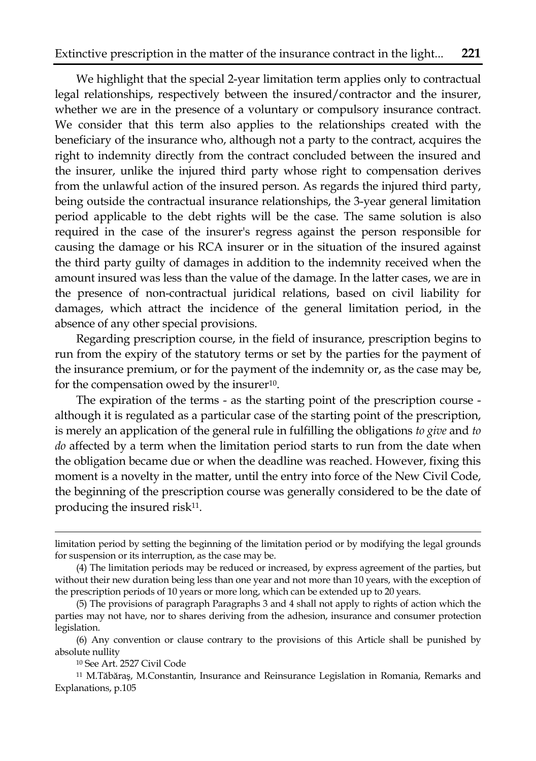We highlight that the special 2-year limitation term applies only to contractual legal relationships, respectively between the insured/contractor and the insurer, whether we are in the presence of a voluntary or compulsory insurance contract. We consider that this term also applies to the relationships created with the beneficiary of the insurance who, although not a party to the contract, acquires the right to indemnity directly from the contract concluded between the insured and the insurer, unlike the injured third party whose right to compensation derives from the unlawful action of the insured person. As regards the injured third party, being outside the contractual insurance relationships, the 3-year general limitation period applicable to the debt rights will be the case. The same solution is also required in the case of the insurer's regress against the person responsible for causing the damage or his RCA insurer or in the situation of the insured against the third party guilty of damages in addition to the indemnity received when the amount insured was less than the value of the damage. In the latter cases, we are in the presence of non-contractual juridical relations, based on civil liability for damages, which attract the incidence of the general limitation period, in the absence of any other special provisions.

Regarding prescription course, in the field of insurance, prescription begins to run from the expiry of the statutory terms or set by the parties for the payment of the insurance premium, or for the payment of the indemnity or, as the case may be, for the compensation owed by the insurer[10].

The expiration of the terms - as the starting point of the prescription course - although it is regulated as a particular case of the starting point of the prescription, is merely an application of the general rule in fulfilling the obligations *to give* and *to do* affected by a term when the limitation period starts to run from the date when the obligation became due or when the deadline was reached. However, fixing this moment is a novelty in the matter, until the entry into force of the New Civil Code, the beginning of the prescription course was generally considered to be the date of producing the insured risk[11].

---

limitation period by setting the beginning of the limitation period or by modifying the legal grounds for suspension or its interruption, as the case may be.

(4) The limitation periods may be reduced or increased, by express agreement of the parties, but without their new duration being less than one year and not more than 10 years, with the exception of the prescription periods of 10 years or more long, which can be extended up to 20 years.

(5) The provisions of paragraph Paragraphs 3 and 4 shall not apply to rights of action which the parties may not have, nor to shares deriving from the adhesion, insurance and consumer protection legislation.

(6) Any convention or clause contrary to the provisions of this Article shall be punished by absolute nullity

[10] See Art. 2527 Civil Code

[11] M.Tăbăraş, M.Constantin, Insurance and Reinsurance Legislation in Romania, Remarks and Explanations, p.105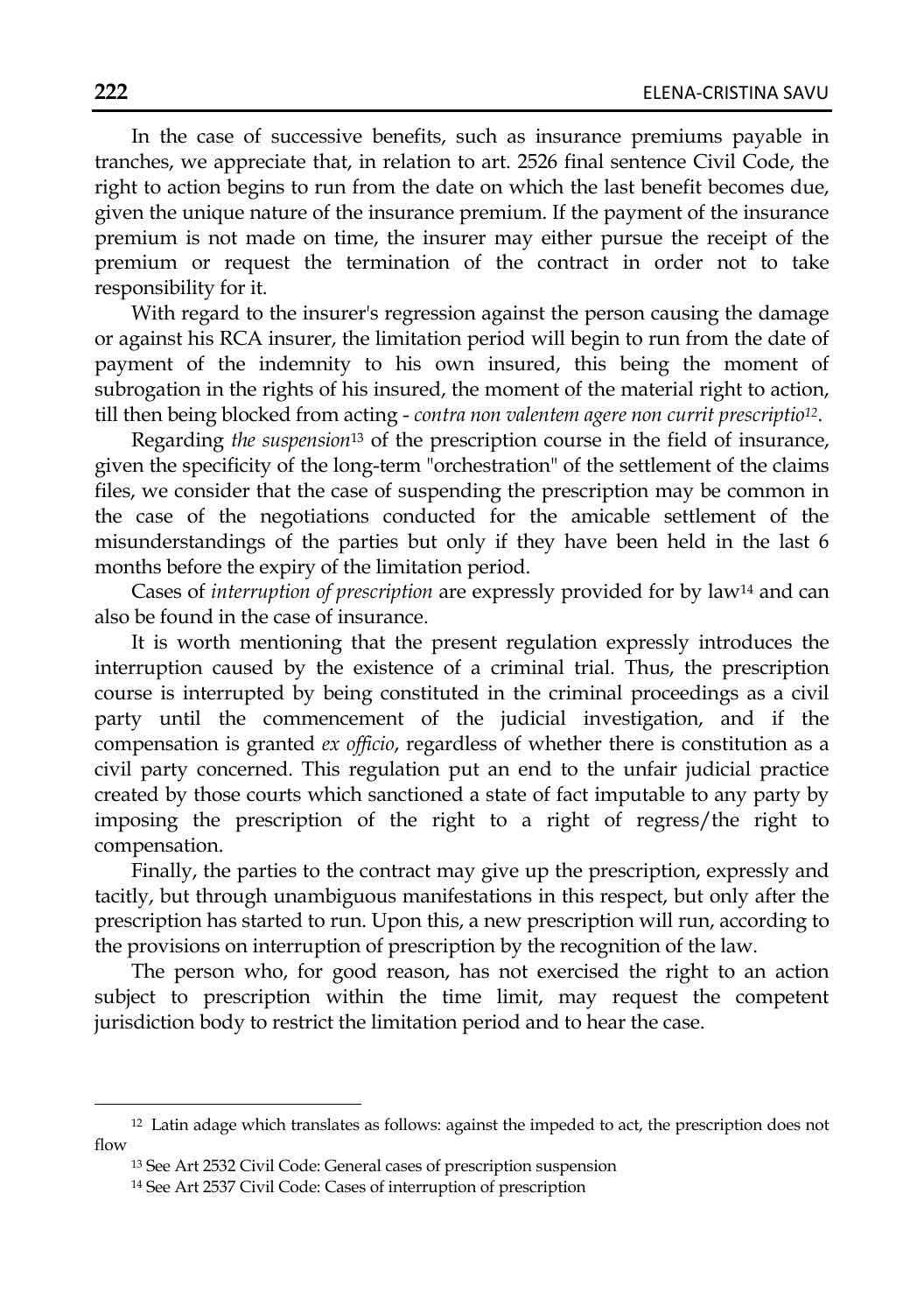In the case of successive benefits, such as insurance premiums payable in tranches, we appreciate that, in relation to art. 2526 final sentence Civil Code, the right to action begins to run from the date on which the last benefit becomes due, given the unique nature of the insurance premium. If the payment of the insurance premium is not made on time, the insurer may either pursue the receipt of the premium or request the termination of the contract in order not to take responsibility for it.

With regard to the insurer's regression against the person causing the damage or against his RCA insurer, the limitation period will begin to run from the date of payment of the indemnity to his own insured, this being the moment of subrogation in the rights of his insured, the moment of the material right to action, till then being blocked from acting - *contra non valentem agere non currit prescriptio*[12].

Regarding *the suspension*[13] of the prescription course in the field of insurance, given the specificity of the long-term "orchestration" of the settlement of the claims files, we consider that the case of suspending the prescription may be common in the case of the negotiations conducted for the amicable settlement of the misunderstandings of the parties but only if they have been held in the last 6 months before the expiry of the limitation period.

Cases of *interruption of prescription* are expressly provided for by law[14] and can also be found in the case of insurance.

It is worth mentioning that the present regulation expressly introduces the interruption caused by the existence of a criminal trial. Thus, the prescription course is interrupted by being constituted in the criminal proceedings as a civil party until the commencement of the judicial investigation, and if the compensation is granted *ex officio*, regardless of whether there is constitution as a civil party concerned. This regulation put an end to the unfair judicial practice created by those courts which sanctioned a state of fact imputable to any party by imposing the prescription of the right to a right of regress/the right to compensation.

Finally, the parties to the contract may give up the prescription, expressly and tacitly, but through unambiguous manifestations in this respect, but only after the prescription has started to run. Upon this, a new prescription will run, according to the provisions on interruption of prescription by the recognition of the law.

The person who, for good reason, has not exercised the right to an action subject to prescription within the time limit, may request the competent jurisdiction body to restrict the limitation period and to hear the case.

---

[12] Latin adage which translates as follows: against the impeded to act, the prescription does not flow

[13] See Art 2532 Civil Code: General cases of prescription suspension

[14] See Art 2537 Civil Code: Cases of interruption of prescription